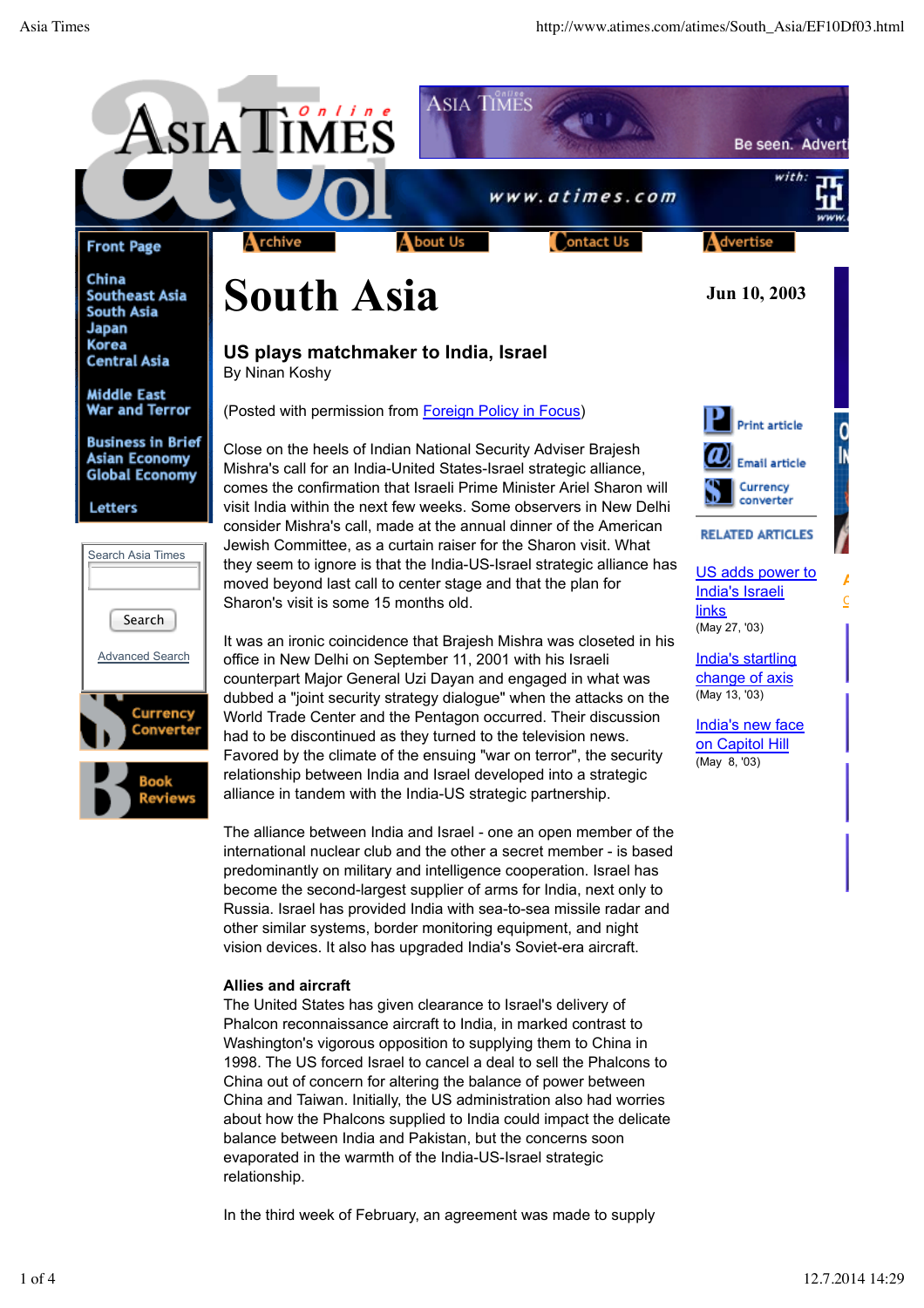# South Asia

**Jun 10, 2003**

## US plays matchmaker to India, Israel

By Ninan Koshy

(Posted with permission from Foreign Policy in Focus)

Close on the heels of Indian National Security Adviser Brajesh Mishra's call for an India-United States-Israel strategic alliance, comes the confirmation that Israeli Prime Minister Ariel Sharon will visit India within the next few weeks. Some observers in New Delhi consider Mishra's call, made at the annual dinner of the American Jewish Committee, as a curtain raiser for the Sharon visit. What they seem to ignore is that the India-US-Israel strategic alliance has moved beyond last call to center stage and that the plan for Sharon's visit is some 15 months old.

It was an ironic coincidence that Brajesh Mishra was closeted in his office in New Delhi on September 11, 2001 with his Israeli counterpart Major General Uzi Dayan and engaged in what was dubbed a "joint security strategy dialogue" when the attacks on the World Trade Center and the Pentagon occurred. Their discussion had to be discontinued as they turned to the television news. Favored by the climate of the ensuing "war on terror", the security relationship between India and Israel developed into a strategic alliance in tandem with the India-US strategic partnership.

The alliance between India and Israel - one an open member of the international nuclear club and the other a secret member - is based predominantly on military and intelligence cooperation. Israel has become the second-largest supplier of arms for India, next only to Russia. Israel has provided India with sea-to-sea missile radar and other similar systems, border monitoring equipment, and night vision devices. It also has upgraded India's Soviet-era aircraft.

**Allies and aircraft**

The United States has given clearance to Israel's delivery of Phalcon reconnaissance aircraft to India, in marked contrast to Washington's vigorous opposition to supplying them to China in 1998. The US forced Israel to cancel a deal to sell the Phalcons to China out of concern for altering the balance of power between China and Taiwan. Initially, the US administration also had worries about how the Phalcons supplied to India could impact the delicate balance between India and Pakistan, but the concerns soon evaporated in the warmth of the India-US-Israel strategic relationship.

In the third week of February, an agreement was made to supply

**RELATED ARTICLES**

US adds power to India's Israeli links
(May 27, '03)

India's startling change of axis
(May 13, '03)

India's new face on Capitol Hill
(May 8, '03)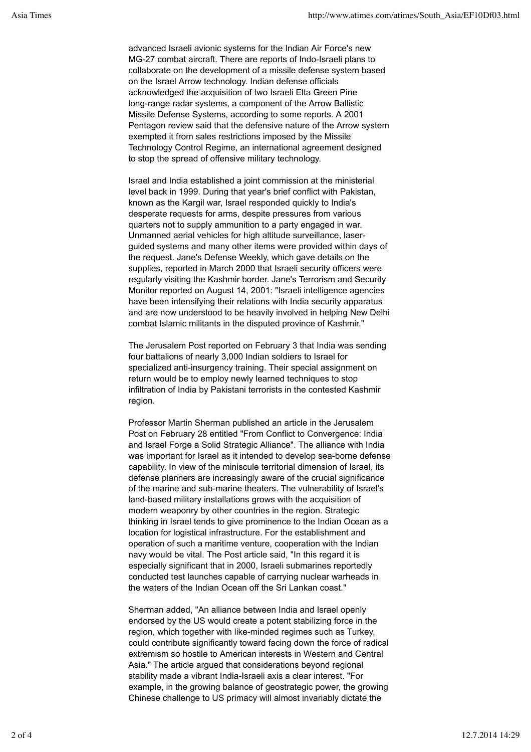advanced Israeli avionic systems for the Indian Air Force's new MG-27 combat aircraft. There are reports of Indo-Israeli plans to collaborate on the development of a missile defense system based on the Israel Arrow technology. Indian defense officials acknowledged the acquisition of two Israeli Elta Green Pine long-range radar systems, a component of the Arrow Ballistic Missile Defense Systems, according to some reports. A 2001 Pentagon review said that the defensive nature of the Arrow system exempted it from sales restrictions imposed by the Missile Technology Control Regime, an international agreement designed to stop the spread of offensive military technology.

Israel and India established a joint commission at the ministerial level back in 1999. During that year's brief conflict with Pakistan, known as the Kargil war, Israel responded quickly to India's desperate requests for arms, despite pressures from various quarters not to supply ammunition to a party engaged in war. Unmanned aerial vehicles for high altitude surveillance, laser-guided systems and many other items were provided within days of the request. Jane's Defense Weekly, which gave details on the supplies, reported in March 2000 that Israeli security officers were regularly visiting the Kashmir border. Jane's Terrorism and Security Monitor reported on August 14, 2001: "Israeli intelligence agencies have been intensifying their relations with India security apparatus and are now understood to be heavily involved in helping New Delhi combat Islamic militants in the disputed province of Kashmir."

The Jerusalem Post reported on February 3 that India was sending four battalions of nearly 3,000 Indian soldiers to Israel for specialized anti-insurgency training. Their special assignment on return would be to employ newly learned techniques to stop infiltration of India by Pakistani terrorists in the contested Kashmir region.

Professor Martin Sherman published an article in the Jerusalem Post on February 28 entitled "From Conflict to Convergence: India and Israel Forge a Solid Strategic Alliance". The alliance with India was important for Israel as it intended to develop sea-borne defense capability. In view of the miniscule territorial dimension of Israel, its defense planners are increasingly aware of the crucial significance of the marine and sub-marine theaters. The vulnerability of Israel's land-based military installations grows with the acquisition of modern weaponry by other countries in the region. Strategic thinking in Israel tends to give prominence to the Indian Ocean as a location for logistical infrastructure. For the establishment and operation of such a maritime venture, cooperation with the Indian navy would be vital. The Post article said, "In this regard it is especially significant that in 2000, Israeli submarines reportedly conducted test launches capable of carrying nuclear warheads in the waters of the Indian Ocean off the Sri Lankan coast."

Sherman added, "An alliance between India and Israel openly endorsed by the US would create a potent stabilizing force in the region, which together with like-minded regimes such as Turkey, could contribute significantly toward facing down the force of radical extremism so hostile to American interests in Western and Central Asia." The article argued that considerations beyond regional stability made a vibrant India-Israeli axis a clear interest. "For example, in the growing balance of geostrategic power, the growing Chinese challenge to US primacy will almost invariably dictate the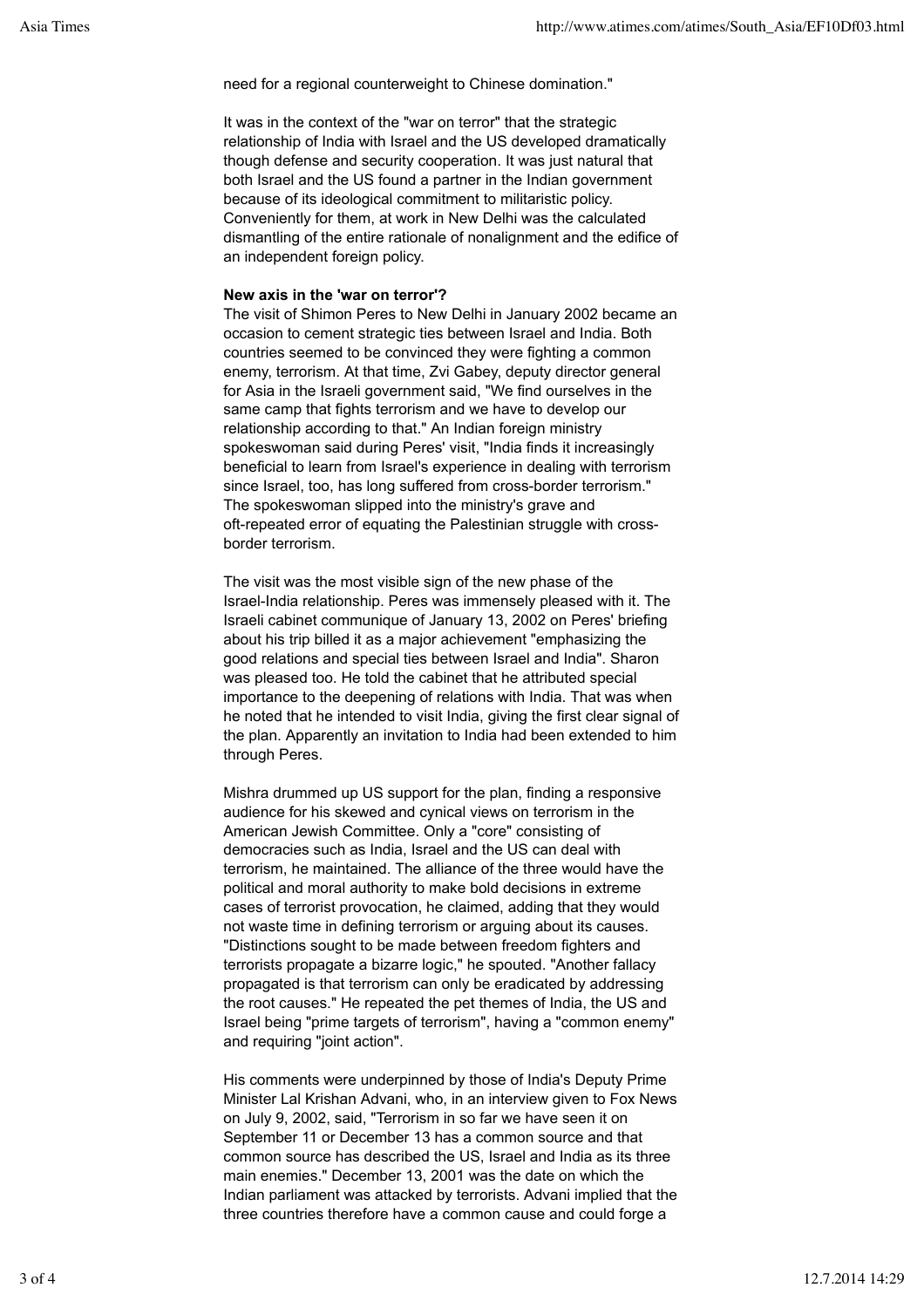need for a regional counterweight to Chinese domination."

It was in the context of the "war on terror" that the strategic relationship of India with Israel and the US developed dramatically though defense and security cooperation. It was just natural that both Israel and the US found a partner in the Indian government because of its ideological commitment to militaristic policy. Conveniently for them, at work in New Delhi was the calculated dismantling of the entire rationale of nonalignment and the edifice of an independent foreign policy.

**New axis in the 'war on terror'?**

The visit of Shimon Peres to New Delhi in January 2002 became an occasion to cement strategic ties between Israel and India. Both countries seemed to be convinced they were fighting a common enemy, terrorism. At that time, Zvi Gabey, deputy director general for Asia in the Israeli government said, "We find ourselves in the same camp that fights terrorism and we have to develop our relationship according to that." An Indian foreign ministry spokeswoman said during Peres' visit, "India finds it increasingly beneficial to learn from Israel's experience in dealing with terrorism since Israel, too, has long suffered from cross-border terrorism." The spokeswoman slipped into the ministry's grave and oft-repeated error of equating the Palestinian struggle with cross-border terrorism.

The visit was the most visible sign of the new phase of the Israel-India relationship. Peres was immensely pleased with it. The Israeli cabinet communique of January 13, 2002 on Peres' briefing about his trip billed it as a major achievement "emphasizing the good relations and special ties between Israel and India". Sharon was pleased too. He told the cabinet that he attributed special importance to the deepening of relations with India. That was when he noted that he intended to visit India, giving the first clear signal of the plan. Apparently an invitation to India had been extended to him through Peres.

Mishra drummed up US support for the plan, finding a responsive audience for his skewed and cynical views on terrorism in the American Jewish Committee. Only a "core" consisting of democracies such as India, Israel and the US can deal with terrorism, he maintained. The alliance of the three would have the political and moral authority to make bold decisions in extreme cases of terrorist provocation, he claimed, adding that they would not waste time in defining terrorism or arguing about its causes. "Distinctions sought to be made between freedom fighters and terrorists propagate a bizarre logic," he spouted. "Another fallacy propagated is that terrorism can only be eradicated by addressing the root causes." He repeated the pet themes of India, the US and Israel being "prime targets of terrorism", having a "common enemy" and requiring "joint action".

His comments were underpinned by those of India's Deputy Prime Minister Lal Krishan Advani, who, in an interview given to Fox News on July 9, 2002, said, "Terrorism in so far we have seen it on September 11 or December 13 has a common source and that common source has described the US, Israel and India as its three main enemies." December 13, 2001 was the date on which the Indian parliament was attacked by terrorists. Advani implied that the three countries therefore have a common cause and could forge a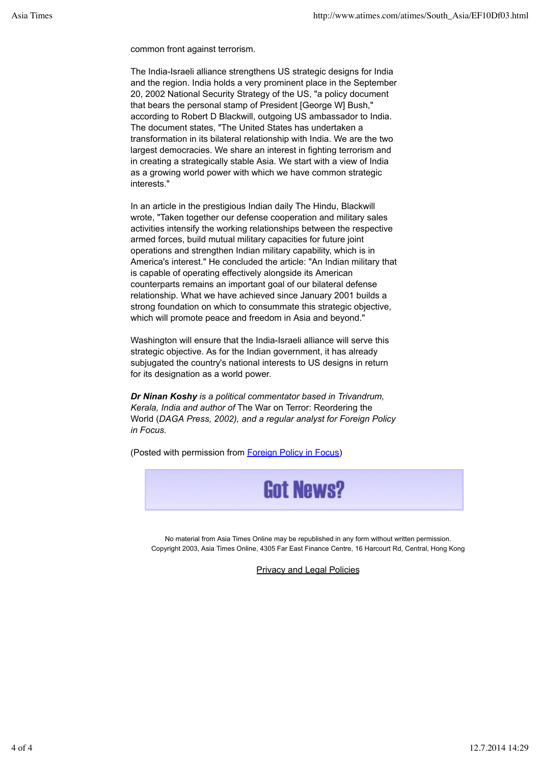common front against terrorism.

The India-Israeli alliance strengthens US strategic designs for India and the region. India holds a very prominent place in the September 20, 2002 National Security Strategy of the US, "a policy document that bears the personal stamp of President [George W] Bush," according to Robert D Blackwill, outgoing US ambassador to India. The document states, "The United States has undertaken a transformation in its bilateral relationship with India. We are the two largest democracies. We share an interest in fighting terrorism and in creating a strategically stable Asia. We start with a view of India as a growing world power with which we have common strategic interests."

In an article in the prestigious Indian daily The Hindu, Blackwill wrote, "Taken together our defense cooperation and military sales activities intensify the working relationships between the respective armed forces, build mutual military capacities for future joint operations and strengthen Indian military capability, which is in America's interest." He concluded the article: "An Indian military that is capable of operating effectively alongside its American counterparts remains an important goal of our bilateral defense relationship. What we have achieved since January 2001 builds a strong foundation on which to consummate this strategic objective, which will promote peace and freedom in Asia and beyond."

Washington will ensure that the India-Israeli alliance will serve this strategic objective. As for the Indian government, it has already subjugated the country's national interests to US designs in return for its designation as a world power.

***Dr Ninan Koshy*** *is a political commentator based in Trivandrum, Kerala, India and author of* The War on Terror: Reordering the World (*DAGA Press, 2002), and a regular analyst for Foreign Policy in Focus.*

(Posted with permission from Foreign Policy in Focus)

Got News?

No material from Asia Times Online may be republished in any form without written permission.
Copyright 2003, Asia Times Online, 4305 Far East Finance Centre, 16 Harcourt Rd, Central, Hong Kong

Privacy and Legal Policies